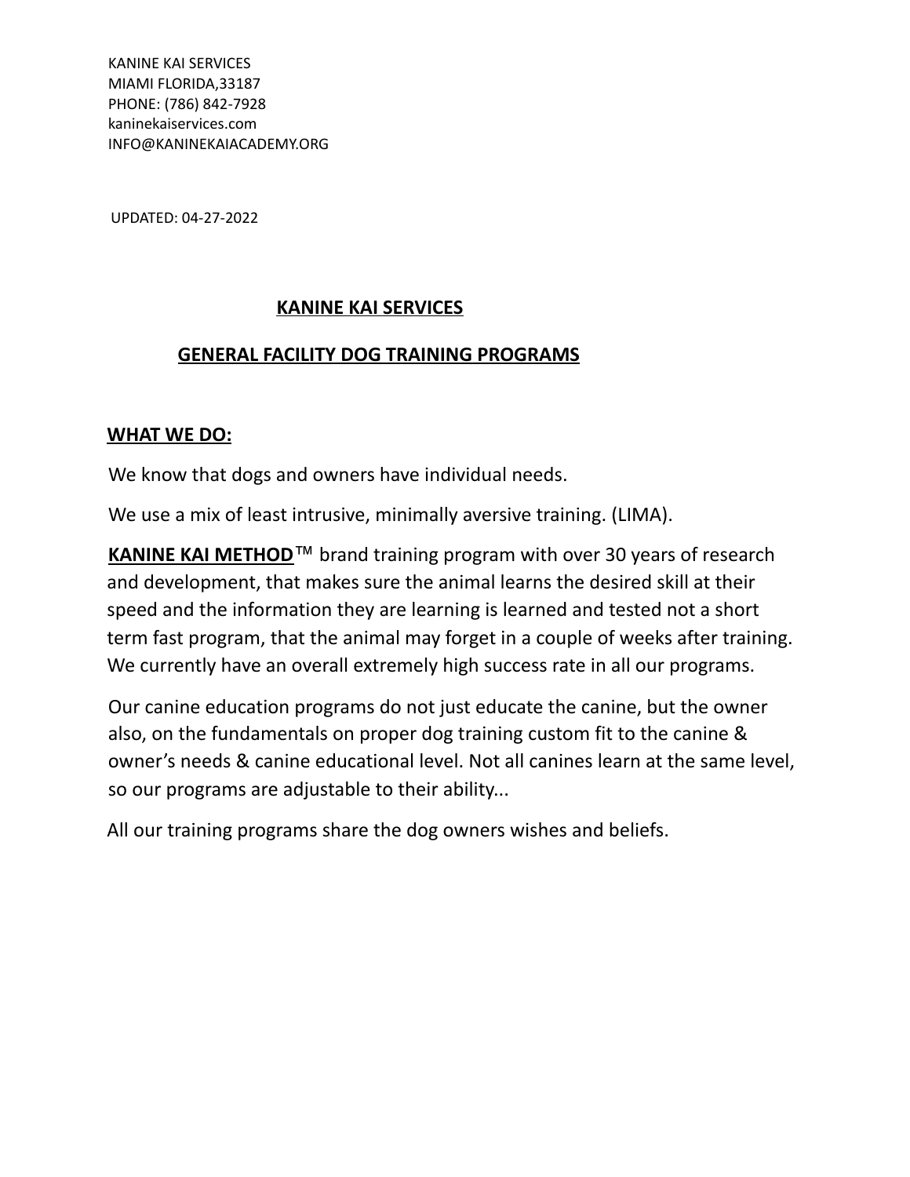KANINE KAI SERVICES
MIAMI FLORIDA,33187
PHONE: (786) 842-7928
kaninekaiservices.com
INFO@KANINEKAIACADEMY.ORG

UPDATED: 04-27-2022

# KANINE KAI SERVICES

## GENERAL FACILITY DOG TRAINING PROGRAMS

### WHAT WE DO:

We know that dogs and owners have individual needs.

We use a mix of least intrusive, minimally aversive training. (LIMA).

**KANINE KAI METHOD**™ brand training program with over 30 years of research and development, that makes sure the animal learns the desired skill at their speed and the information they are learning is learned and tested not a short term fast program, that the animal may forget in a couple of weeks after training. We currently have an overall extremely high success rate in all our programs.

Our canine education programs do not just educate the canine, but the owner also, on the fundamentals on proper dog training custom fit to the canine & owner's needs & canine educational level. Not all canines learn at the same level, so our programs are adjustable to their ability...

All our training programs share the dog owners wishes and beliefs.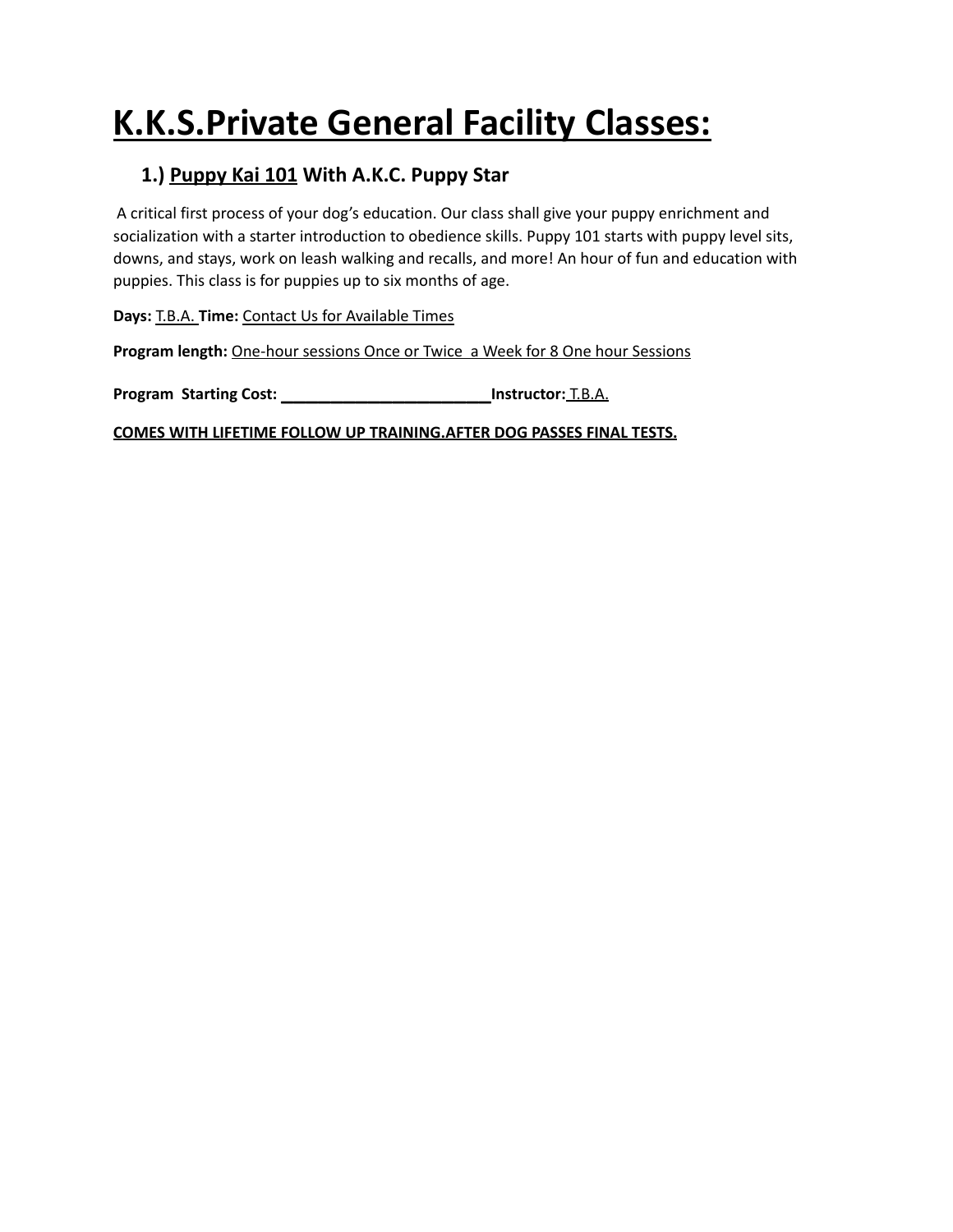# K.K.S.Private General Facility Classes:

### 1.) Puppy Kai 101 With A.K.C. Puppy Star

A critical first process of your dog's education. Our class shall give your puppy enrichment and socialization with a starter introduction to obedience skills. Puppy 101 starts with puppy level sits, downs, and stays, work on leash walking and recalls, and more! An hour of fun and education with puppies. This class is for puppies up to six months of age.

**Days:** T.B.A. **Time:** Contact Us for Available Times

**Program length:** One-hour sessions Once or Twice a Week for 8 One hour Sessions

**Program Starting Cost:** ________________________ **Instructor:** T.B.A.

**COMES WITH LIFETIME FOLLOW UP TRAINING.AFTER DOG PASSES FINAL TESTS.**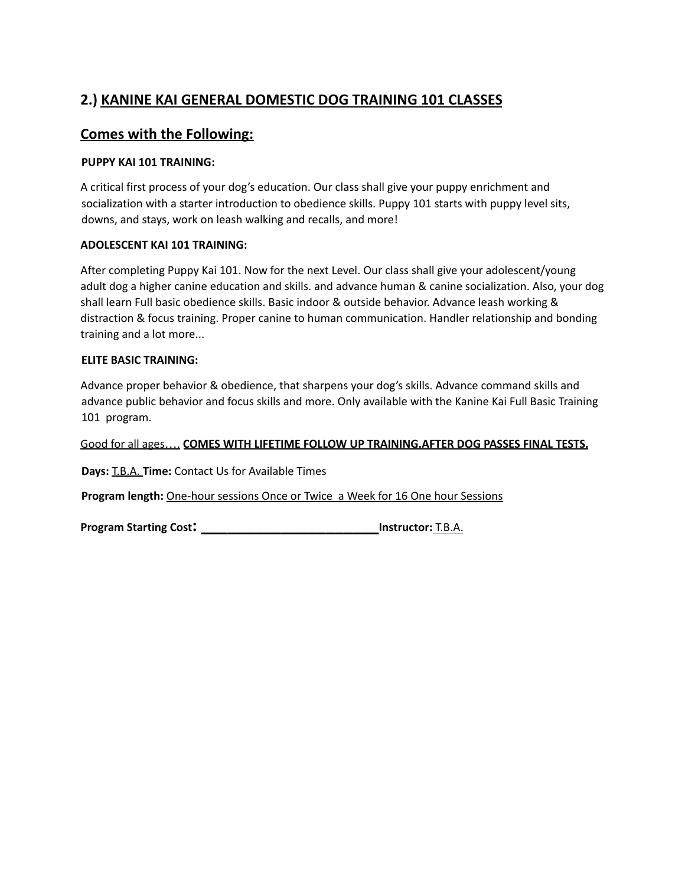## 2.) KANINE KAI GENERAL DOMESTIC DOG TRAINING 101 CLASSES

## Comes with the Following:

**PUPPY KAI 101 TRAINING:**

A critical first process of your dog's education. Our class shall give your puppy enrichment and socialization with a starter introduction to obedience skills. Puppy 101 starts with puppy level sits, downs, and stays, work on leash walking and recalls, and more!

**ADOLESCENT KAI 101 TRAINING:**

After completing Puppy Kai 101. Now for the next Level. Our class shall give your adolescent/young adult dog a higher canine education and skills. and advance human & canine socialization. Also, your dog shall learn Full basic obedience skills. Basic indoor & outside behavior. Advance leash working & distraction & focus training. Proper canine to human communication. Handler relationship and bonding training and a lot more...

**ELITE BASIC TRAINING:**

Advance proper behavior & obedience, that sharpens your dog's skills. Advance command skills and advance public behavior and focus skills and more. Only available with the Kanine Kai Full Basic Training 101 program.

Good for all ages…. **COMES WITH LIFETIME FOLLOW UP TRAINING.AFTER DOG PASSES FINAL TESTS.**

**Days:** T.B.A. **Time:** Contact Us for Available Times

**Program length:** One-hour sessions Once or Twice a Week for 16 One hour Sessions

**Program Starting Cost:** ____________________________ **Instructor:** T.B.A.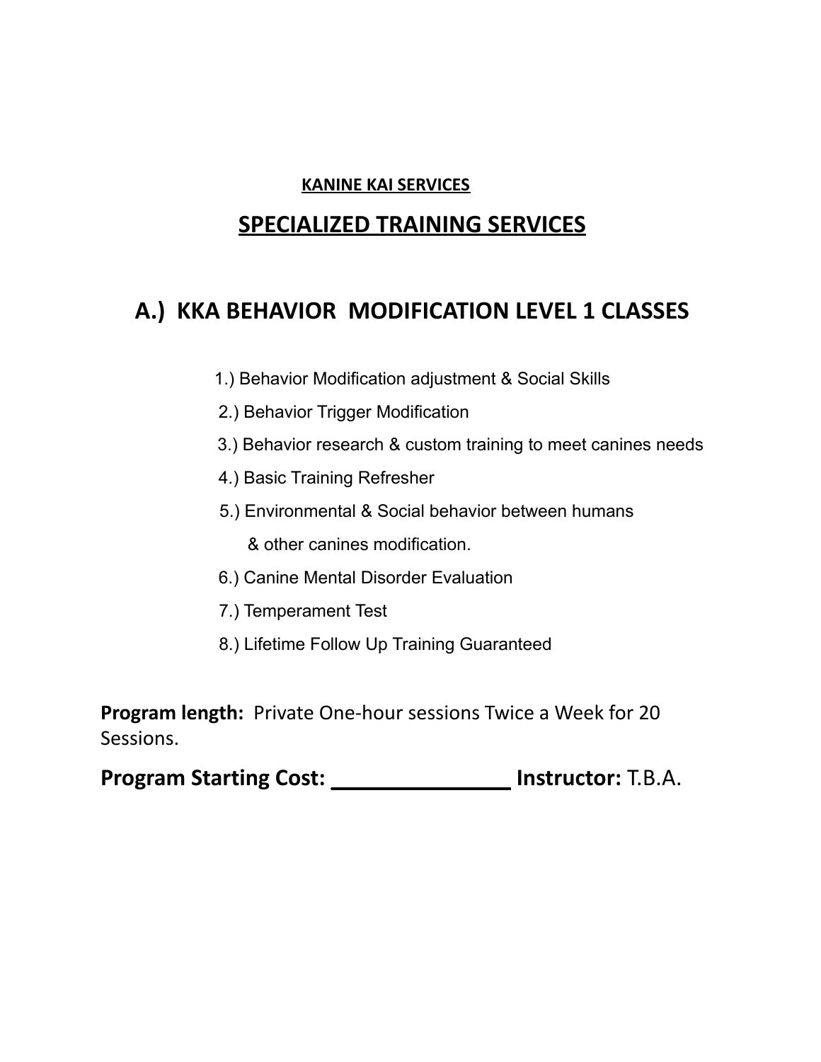**KANINE KAI SERVICES**

# SPECIALIZED TRAINING SERVICES

## A.) KKA BEHAVIOR MODIFICATION LEVEL 1 CLASSES

1.) Behavior Modification adjustment & Social Skills

2.) Behavior Trigger Modification

3.) Behavior research & custom training to meet canines needs

4.) Basic Training Refresher

5.) Environmental & Social behavior between humans & other canines modification.

6.) Canine Mental Disorder Evaluation

7.) Temperament Test

8.) Lifetime Follow Up Training Guaranteed

**Program length:** Private One-hour sessions Twice a Week for 20 Sessions.

**Program Starting Cost:** \_\_\_\_\_\_\_\_\_\_\_\_\_\_\_\_ **Instructor:** T.B.A.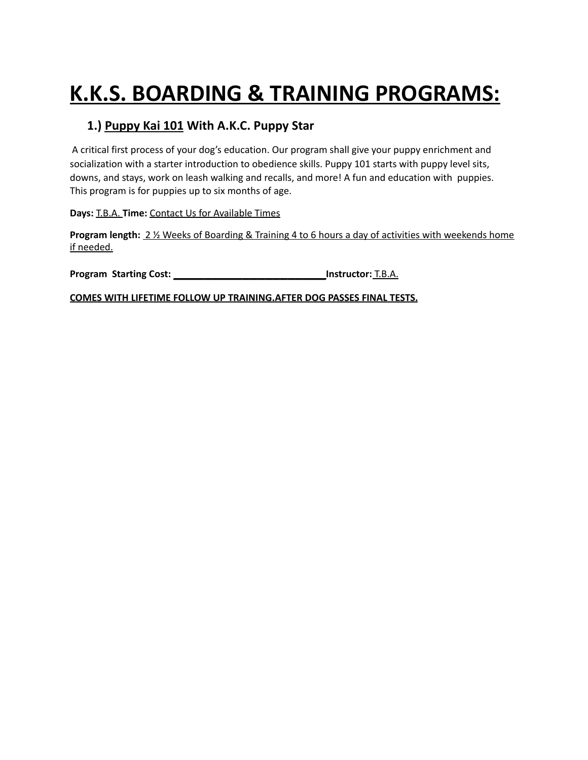# K.K.S. BOARDING & TRAINING PROGRAMS:

## 1.) Puppy Kai 101 With A.K.C. Puppy Star

A critical first process of your dog's education. Our program shall give your puppy enrichment and socialization with a starter introduction to obedience skills. Puppy 101 starts with puppy level sits, downs, and stays, work on leash walking and recalls, and more! A fun and education with puppies. This program is for puppies up to six months of age.

**Days:** T.B.A. **Time:** Contact Us for Available Times

**Program length:** 2 ½ Weeks of Boarding & Training 4 to 6 hours a day of activities with weekends home if needed.

**Program Starting Cost:** ____________________________ **Instructor:** T.B.A.

**COMES WITH LIFETIME FOLLOW UP TRAINING.AFTER DOG PASSES FINAL TESTS.**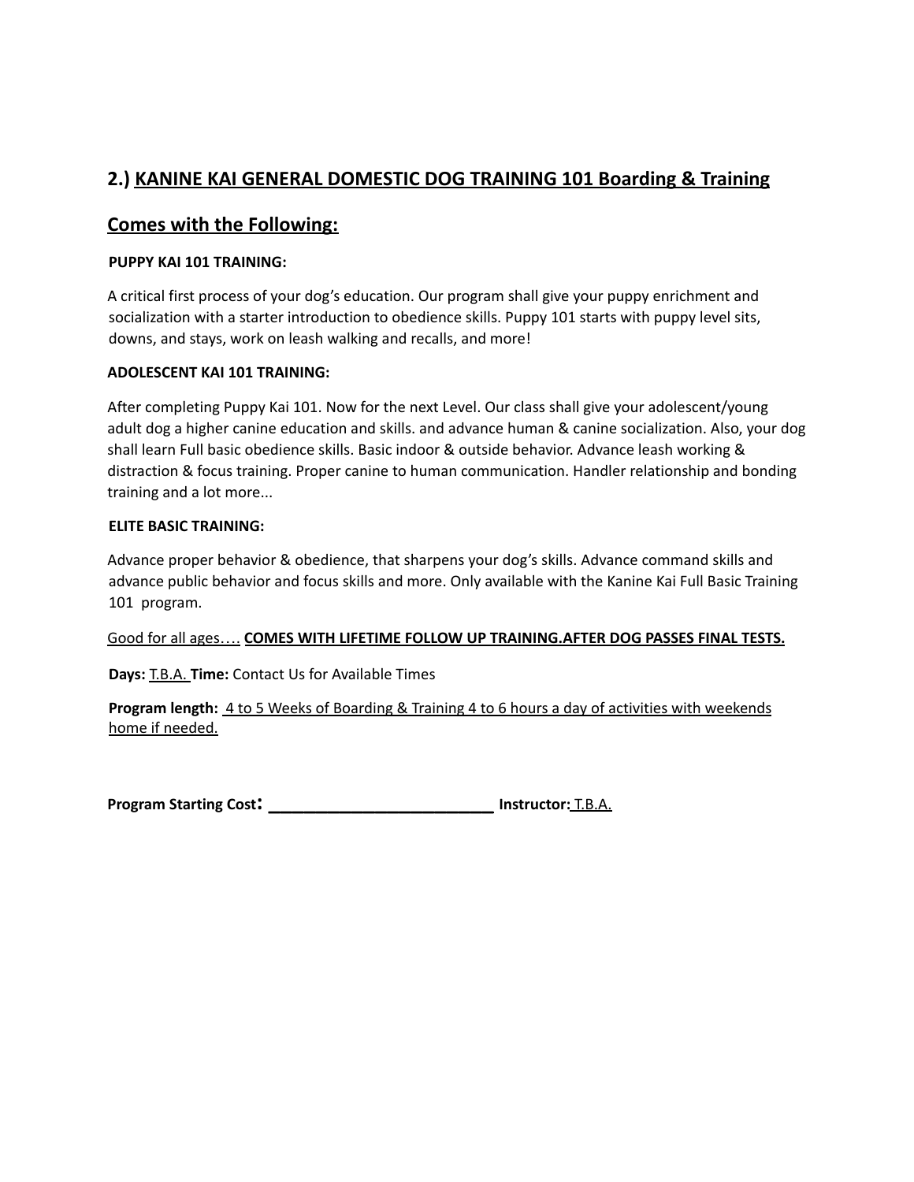## 2.) KANINE KAI GENERAL DOMESTIC DOG TRAINING 101 Boarding & Training

## Comes with the Following:

**PUPPY KAI 101 TRAINING:**

A critical first process of your dog's education. Our program shall give your puppy enrichment and socialization with a starter introduction to obedience skills. Puppy 101 starts with puppy level sits, downs, and stays, work on leash walking and recalls, and more!

**ADOLESCENT KAI 101 TRAINING:**

After completing Puppy Kai 101. Now for the next Level. Our class shall give your adolescent/young adult dog a higher canine education and skills. and advance human & canine socialization. Also, your dog shall learn Full basic obedience skills. Basic indoor & outside behavior. Advance leash working & distraction & focus training. Proper canine to human communication. Handler relationship and bonding training and a lot more...

**ELITE BASIC TRAINING:**

Advance proper behavior & obedience, that sharpens your dog's skills. Advance command skills and advance public behavior and focus skills and more. Only available with the Kanine Kai Full Basic Training 101 program.

Good for all ages…. **COMES WITH LIFETIME FOLLOW UP TRAINING.AFTER DOG PASSES FINAL TESTS.**

**Days:** T.B.A. **Time:** Contact Us for Available Times

**Program length:** 4 to 5 Weeks of Boarding & Training 4 to 6 hours a day of activities with weekends home if needed.

**Program Starting Cost:** ___________________________ **Instructor:** T.B.A.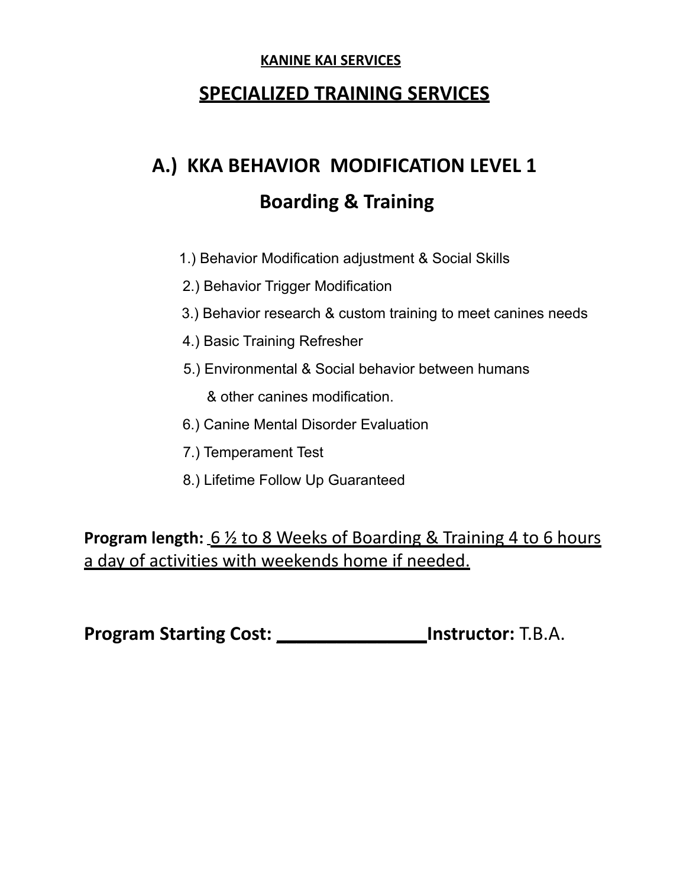**KANINE KAI SERVICES**

# SPECIALIZED TRAINING SERVICES

## A.) KKA BEHAVIOR MODIFICATION LEVEL 1

## Boarding & Training

1.) Behavior Modification adjustment & Social Skills

2.) Behavior Trigger Modification

3.) Behavior research & custom training to meet canines needs

4.) Basic Training Refresher

5.) Environmental & Social behavior between humans & other canines modification.

6.) Canine Mental Disorder Evaluation

7.) Temperament Test

8.) Lifetime Follow Up Guaranteed

**Program length:** 6 ½ to 8 Weeks of Boarding & Training 4 to 6 hours a day of activities with weekends home if needed.

**Program Starting Cost:** _______________ **Instructor:** T.B.A.